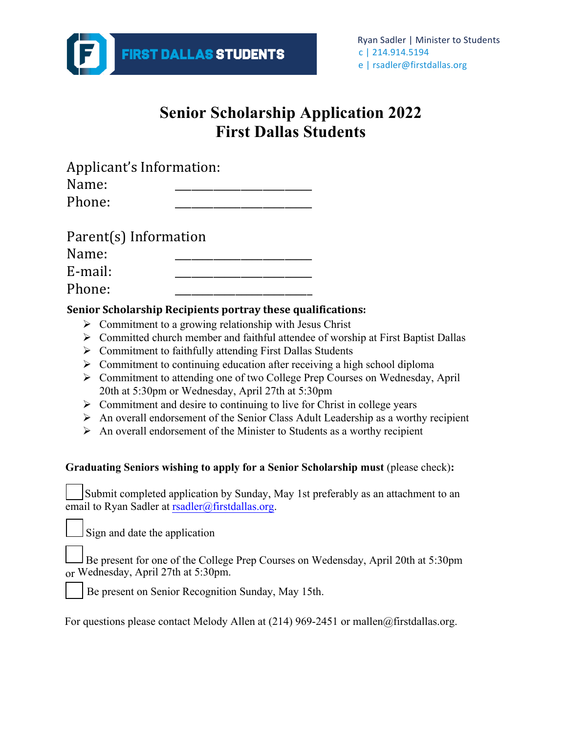FIRST DALLAS STUDENTS

Ryan Sadler | Minister to Students
c | 214.914.5194
e | rsadler@firstdallas.org

# Senior Scholarship Application 2022
# First Dallas Students

Applicant's Information:
Name: ____________________
Phone: ____________________

Parent(s) Information
Name: ____________________
E-mail: ____________________
Phone: ____________________

**Senior Scholarship Recipients portray these qualifications:**

- Commitment to a growing relationship with Jesus Christ
- Committed church member and faithful attendee of worship at First Baptist Dallas
- Commitment to faithfully attending First Dallas Students
- Commitment to continuing education after receiving a high school diploma
- Commitment to attending one of two College Prep Courses on Wednesday, April 20th at 5:30pm or Wednesday, April 27th at 5:30pm
- Commitment and desire to continuing to live for Christ in college years
- An overall endorsement of the Senior Class Adult Leadership as a worthy recipient
- An overall endorsement of the Minister to Students as a worthy recipient

**Graduating Seniors wishing to apply for a Senior Scholarship must** (please check)**:**

☐ Submit completed application by Sunday, May 1st preferably as an attachment to an email to Ryan Sadler at rsadler@firstdallas.org.

☐ Sign and date the application

☐ Be present for one of the College Prep Courses on Wedensday, April 20th at 5:30pm or Wednesday, April 27th at 5:30pm.

☐ Be present on Senior Recognition Sunday, May 15th.

For questions please contact Melody Allen at (214) 969-2451 or mallen@firstdallas.org.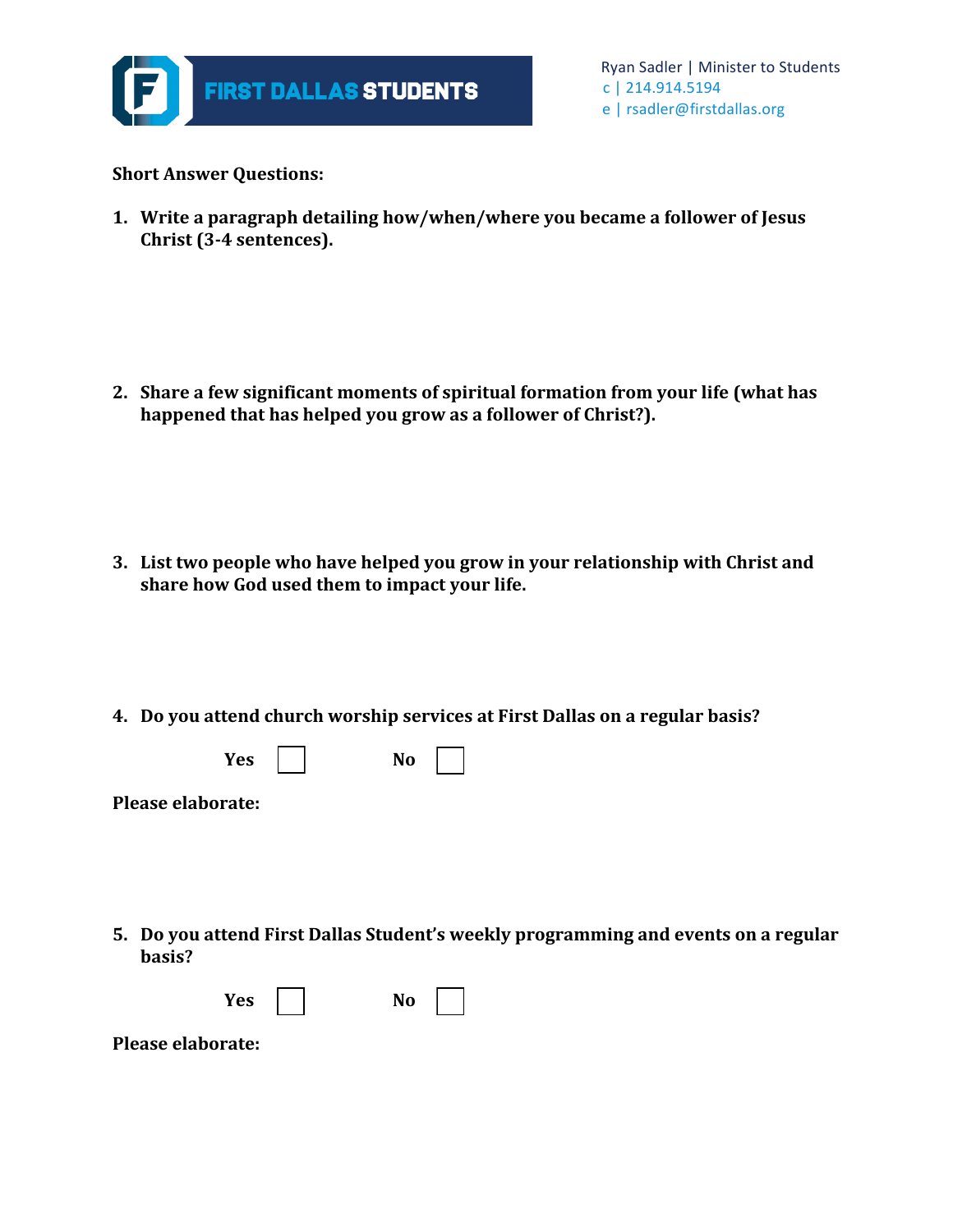FIRST DALLAS STUDENTS

Ryan Sadler | Minister to Students
c | 214.914.5194
e | rsadler@firstdallas.org

**Short Answer Questions:**

1. **Write a paragraph detailing how/when/where you became a follower of Jesus Christ (3-4 sentences).**

2. **Share a few significant moments of spiritual formation from your life (what has happened that has helped you grow as a follower of Christ?).**

3. **List two people who have helped you grow in your relationship with Christ and share how God used them to impact your life.**

4. **Do you attend church worship services at First Dallas on a regular basis?**

   **Yes** ☐ **No** ☐

**Please elaborate:**

5. **Do you attend First Dallas Student's weekly programming and events on a regular basis?**

   **Yes** ☐ **No** ☐

**Please elaborate:**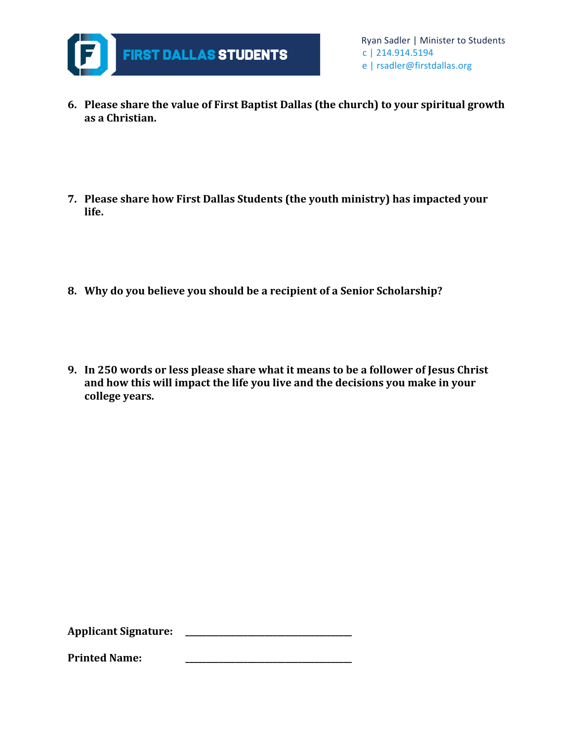6. **Please share the value of First Baptist Dallas (the church) to your spiritual growth as a Christian.**

7. **Please share how First Dallas Students (the youth ministry) has impacted your life.**

8. **Why do you believe you should be a recipient of a Senior Scholarship?**

9. **In 250 words or less please share what it means to be a follower of Jesus Christ and how this will impact the life you live and the decisions you make in your college years.**

**Applicant Signature:** ________________________________

**Printed Name:** ________________________________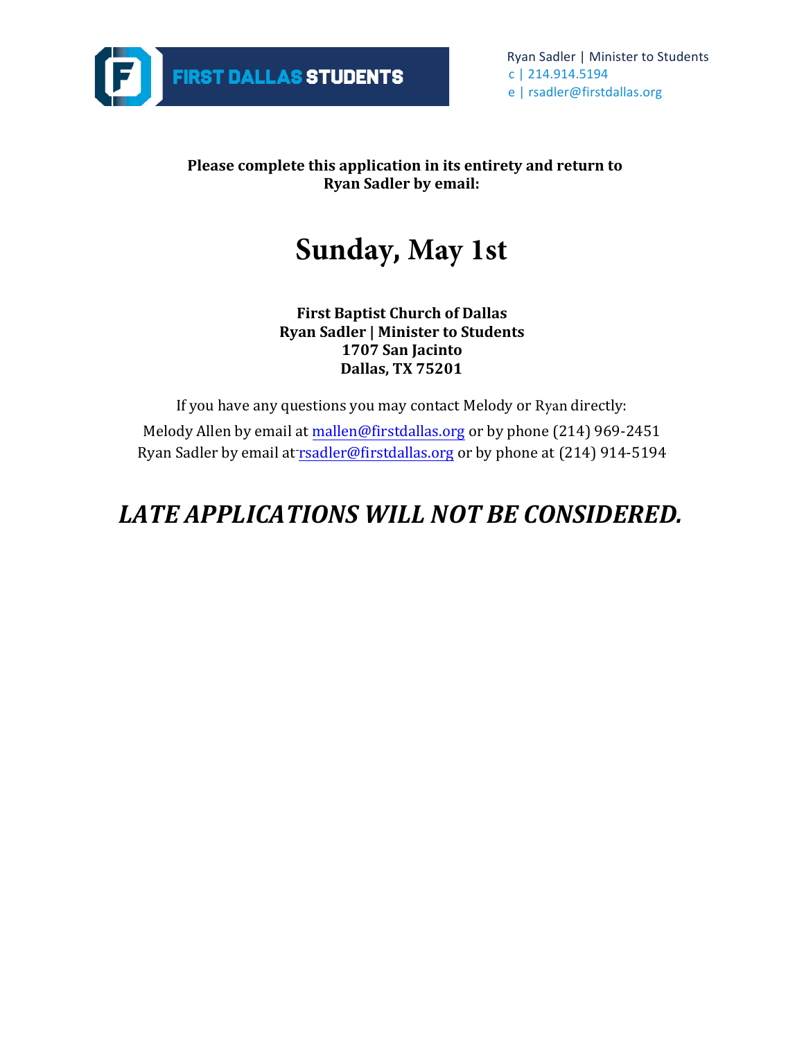FIRST DALLAS STUDENTS

Ryan Sadler | Minister to Students
c | 214.914.5194
e | rsadler@firstdallas.org

**Please complete this application in its entirety and return to Ryan Sadler by email:**

# Sunday, May 1st

**First Baptist Church of Dallas**
**Ryan Sadler | Minister to Students**
**1707 San Jacinto**
**Dallas, TX 75201**

If you have any questions you may contact Melody or Ryan directly:

Melody Allen by email at mallen@firstdallas.org or by phone (214) 969-2451
Ryan Sadler by email at rsadler@firstdallas.org or by phone at (214) 914-5194

## ***LATE APPLICATIONS WILL NOT BE CONSIDERED.***